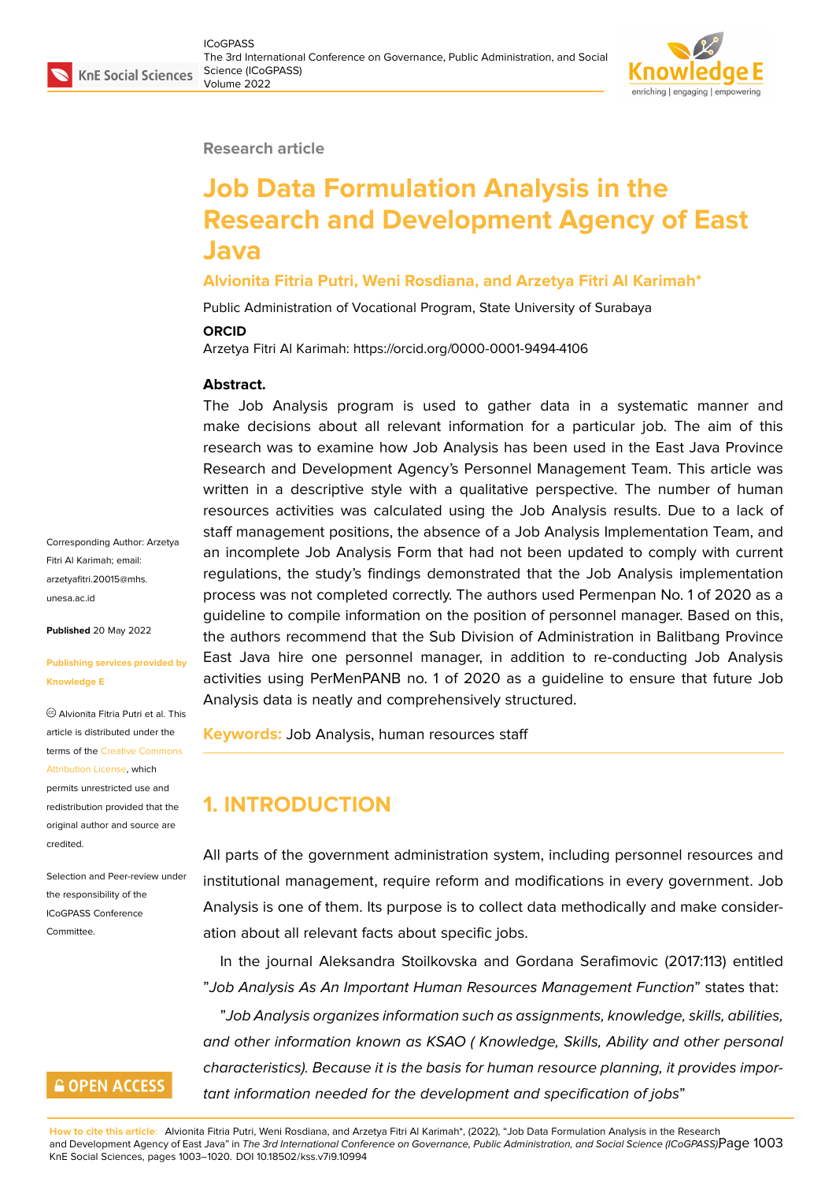Research article

# Job Data Formulation Analysis in the Research and Development Agency of East Java

**Alvionita Fitria Putri, Weni Rosdiana, and Arzetya Fitri Al Karimah***

Public Administration of Vocational Program, State University of Surabaya

**ORCID**

Arzetya Fitri Al Karimah: https://orcid.org/0000-0001-9494-4106

Corresponding Author: Arzetya Fitri Al Karimah; email: arzetyafitri.20015@mhs.unesa.ac.id

**Published** 20 May 2022

**Publishing services provided by Knowledge E**

© Alvionita Fitria Putri et al. This article is distributed under the terms of the Creative Commons Attribution License, which permits unrestricted use and redistribution provided that the original author and source are credited.

Selection and Peer-review under the responsibility of the ICoGPASS Conference Committee.

**Abstract.**

The Job Analysis program is used to gather data in a systematic manner and make decisions about all relevant information for a particular job. The aim of this research was to examine how Job Analysis has been used in the East Java Province Research and Development Agency's Personnel Management Team. This article was written in a descriptive style with a qualitative perspective. The number of human resources activities was calculated using the Job Analysis results. Due to a lack of staff management positions, the absence of a Job Analysis Implementation Team, and an incomplete Job Analysis Form that had not been updated to comply with current regulations, the study's findings demonstrated that the Job Analysis implementation process was not completed correctly. The authors used Permenpan No. 1 of 2020 as a guideline to compile information on the position of personnel manager. Based on this, the authors recommend that the Sub Division of Administration in Balitbang Province East Java hire one personnel manager, in addition to re-conducting Job Analysis activities using PerMenPANB no. 1 of 2020 as a guideline to ensure that future Job Analysis data is neatly and comprehensively structured.

**Keywords:** Job Analysis, human resources staff

## 1. INTRODUCTION

All parts of the government administration system, including personnel resources and institutional management, require reform and modifications in every government. Job Analysis is one of them. Its purpose is to collect data methodically and make consideration about all relevant facts about specific jobs.

In the journal Aleksandra Stoilkovska and Gordana Serafimovic (2017:113) entitled "*Job Analysis As An Important Human Resources Management Function*" states that:

"*Job Analysis organizes information such as assignments, knowledge, skills, abilities, and other information known as KSAO ( Knowledge, Skills, Ability and other personal characteristics). Because it is the basis for human resource planning, it provides important information needed for the development and specification of jobs*"

**How to cite this article:** Alvionita Fitria Putri, Weni Rosdiana, and Arzetya Fitri Al Karimah*, (2022), "Job Data Formulation Analysis in the Research and Development Agency of East Java" in *The 3rd International Conference on Governance, Public Administration, and Social Science (ICoGPASS)*, KnE Social Sciences, pages 1003–1020. DOI 10.18502/kss.v7i9.10994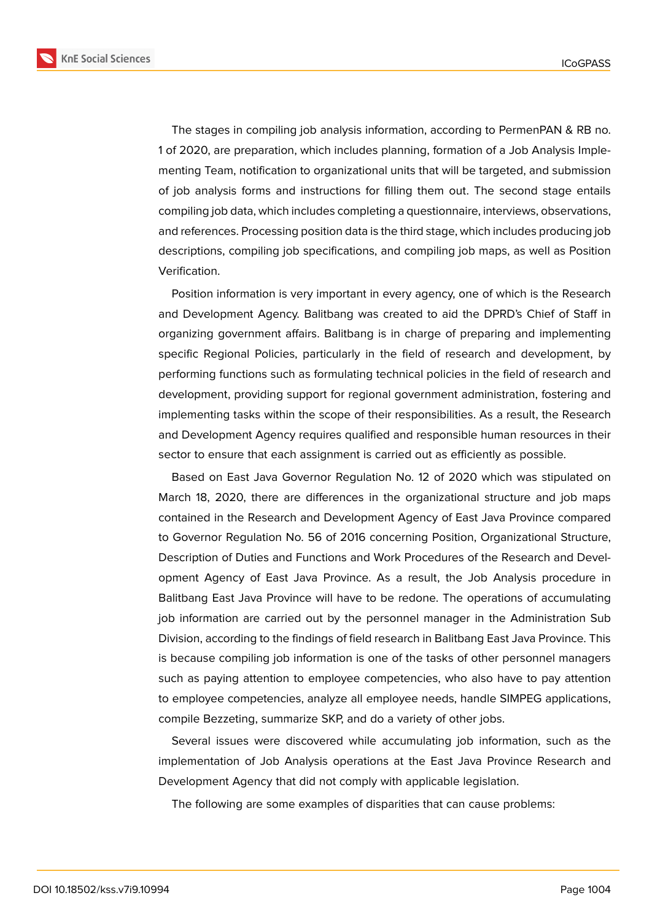The stages in compiling job analysis information, according to PermenPAN & RB no. 1 of 2020, are preparation, which includes planning, formation of a Job Analysis Implementing Team, notification to organizational units that will be targeted, and submission of job analysis forms and instructions for filling them out. The second stage entails compiling job data, which includes completing a questionnaire, interviews, observations, and references. Processing position data is the third stage, which includes producing job descriptions, compiling job specifications, and compiling job maps, as well as Position Verification.

Position information is very important in every agency, one of which is the Research and Development Agency. Balitbang was created to aid the DPRD's Chief of Staff in organizing government affairs. Balitbang is in charge of preparing and implementing specific Regional Policies, particularly in the field of research and development, by performing functions such as formulating technical policies in the field of research and development, providing support for regional government administration, fostering and implementing tasks within the scope of their responsibilities. As a result, the Research and Development Agency requires qualified and responsible human resources in their sector to ensure that each assignment is carried out as efficiently as possible.

Based on East Java Governor Regulation No. 12 of 2020 which was stipulated on March 18, 2020, there are differences in the organizational structure and job maps contained in the Research and Development Agency of East Java Province compared to Governor Regulation No. 56 of 2016 concerning Position, Organizational Structure, Description of Duties and Functions and Work Procedures of the Research and Development Agency of East Java Province. As a result, the Job Analysis procedure in Balitbang East Java Province will have to be redone. The operations of accumulating job information are carried out by the personnel manager in the Administration Sub Division, according to the findings of field research in Balitbang East Java Province. This is because compiling job information is one of the tasks of other personnel managers such as paying attention to employee competencies, who also have to pay attention to employee competencies, analyze all employee needs, handle SIMPEG applications, compile Bezzeting, summarize SKP, and do a variety of other jobs.

Several issues were discovered while accumulating job information, such as the implementation of Job Analysis operations at the East Java Province Research and Development Agency that did not comply with applicable legislation.

The following are some examples of disparities that can cause problems: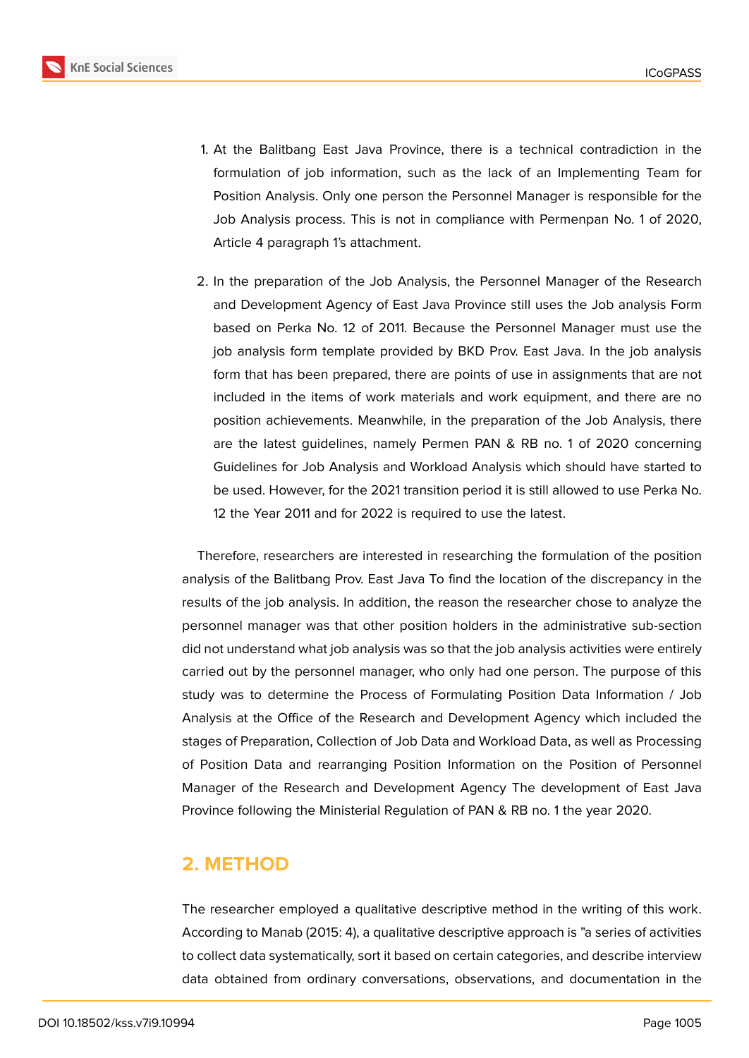1. At the Balitbang East Java Province, there is a technical contradiction in the formulation of job information, such as the lack of an Implementing Team for Position Analysis. Only one person the Personnel Manager is responsible for the Job Analysis process. This is not in compliance with Permenpan No. 1 of 2020, Article 4 paragraph 1's attachment.

2. In the preparation of the Job Analysis, the Personnel Manager of the Research and Development Agency of East Java Province still uses the Job analysis Form based on Perka No. 12 of 2011. Because the Personnel Manager must use the job analysis form template provided by BKD Prov. East Java. In the job analysis form that has been prepared, there are points of use in assignments that are not included in the items of work materials and work equipment, and there are no position achievements. Meanwhile, in the preparation of the Job Analysis, there are the latest guidelines, namely Permen PAN & RB no. 1 of 2020 concerning Guidelines for Job Analysis and Workload Analysis which should have started to be used. However, for the 2021 transition period it is still allowed to use Perka No. 12 the Year 2011 and for 2022 is required to use the latest.

Therefore, researchers are interested in researching the formulation of the position analysis of the Balitbang Prov. East Java To find the location of the discrepancy in the results of the job analysis. In addition, the reason the researcher chose to analyze the personnel manager was that other position holders in the administrative sub-section did not understand what job analysis was so that the job analysis activities were entirely carried out by the personnel manager, who only had one person. The purpose of this study was to determine the Process of Formulating Position Data Information / Job Analysis at the Office of the Research and Development Agency which included the stages of Preparation, Collection of Job Data and Workload Data, as well as Processing of Position Data and rearranging Position Information on the Position of Personnel Manager of the Research and Development Agency The development of East Java Province following the Ministerial Regulation of PAN & RB no. 1 the year 2020.

## 2. METHOD

The researcher employed a qualitative descriptive method in the writing of this work. According to Manab (2015: 4), a qualitative descriptive approach is "a series of activities to collect data systematically, sort it based on certain categories, and describe interview data obtained from ordinary conversations, observations, and documentation in the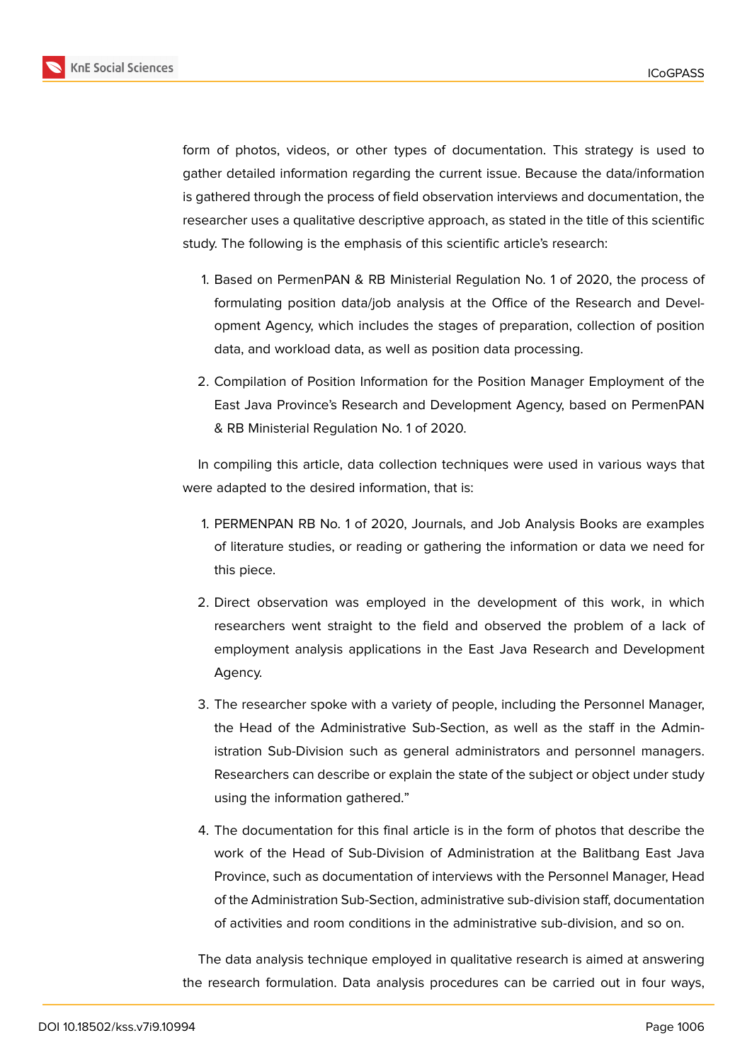form of photos, videos, or other types of documentation. This strategy is used to gather detailed information regarding the current issue. Because the data/information is gathered through the process of field observation interviews and documentation, the researcher uses a qualitative descriptive approach, as stated in the title of this scientific study. The following is the emphasis of this scientific article's research:

1. Based on PermenPAN & RB Ministerial Regulation No. 1 of 2020, the process of formulating position data/job analysis at the Office of the Research and Development Agency, which includes the stages of preparation, collection of position data, and workload data, as well as position data processing.
2. Compilation of Position Information for the Position Manager Employment of the East Java Province's Research and Development Agency, based on PermenPAN & RB Ministerial Regulation No. 1 of 2020.

In compiling this article, data collection techniques were used in various ways that were adapted to the desired information, that is:

1. PERMENPAN RB No. 1 of 2020, Journals, and Job Analysis Books are examples of literature studies, or reading or gathering the information or data we need for this piece.
2. Direct observation was employed in the development of this work, in which researchers went straight to the field and observed the problem of a lack of employment analysis applications in the East Java Research and Development Agency.
3. The researcher spoke with a variety of people, including the Personnel Manager, the Head of the Administrative Sub-Section, as well as the staff in the Administration Sub-Division such as general administrators and personnel managers. Researchers can describe or explain the state of the subject or object under study using the information gathered."
4. The documentation for this final article is in the form of photos that describe the work of the Head of Sub-Division of Administration at the Balitbang East Java Province, such as documentation of interviews with the Personnel Manager, Head of the Administration Sub-Section, administrative sub-division staff, documentation of activities and room conditions in the administrative sub-division, and so on.

The data analysis technique employed in qualitative research is aimed at answering the research formulation. Data analysis procedures can be carried out in four ways,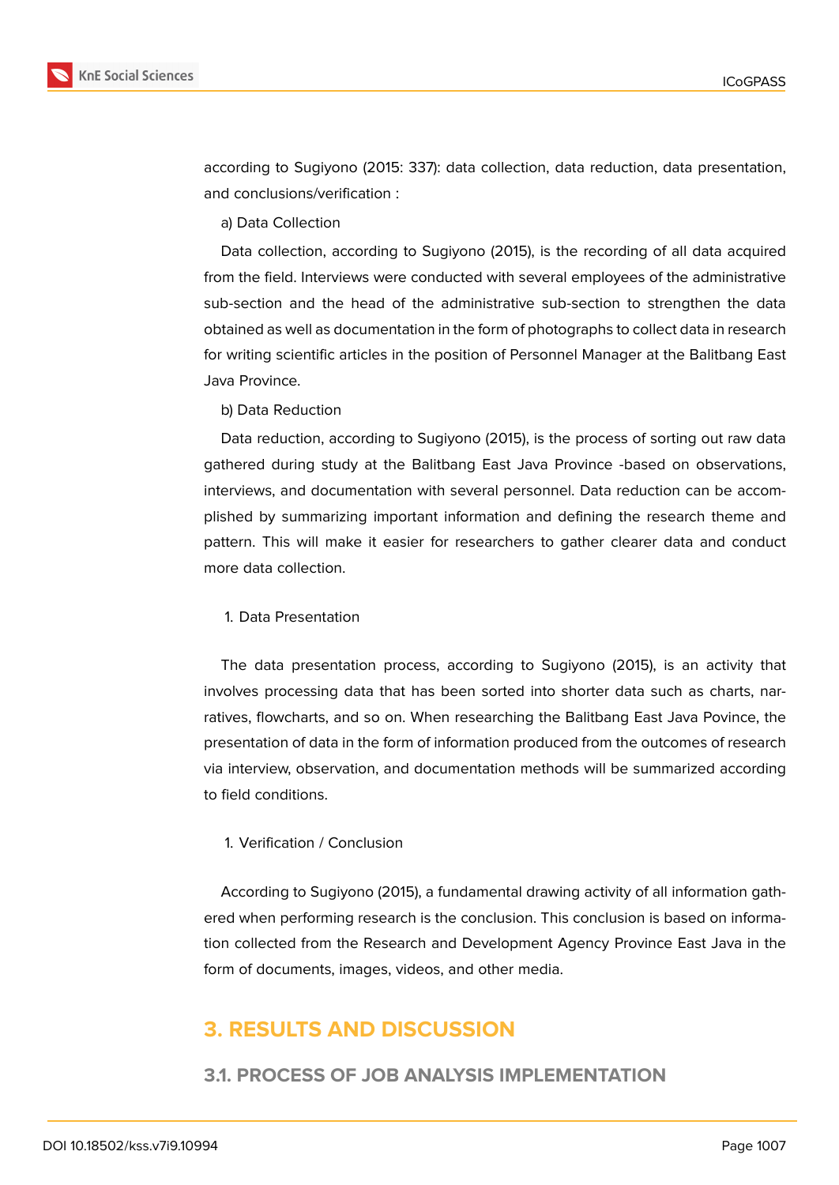according to Sugiyono (2015: 337): data collection, data reduction, data presentation, and conclusions/verification :

a) Data Collection

Data collection, according to Sugiyono (2015), is the recording of all data acquired from the field. Interviews were conducted with several employees of the administrative sub-section and the head of the administrative sub-section to strengthen the data obtained as well as documentation in the form of photographs to collect data in research for writing scientific articles in the position of Personnel Manager at the Balitbang East Java Province.

b) Data Reduction

Data reduction, according to Sugiyono (2015), is the process of sorting out raw data gathered during study at the Balitbang East Java Province -based on observations, interviews, and documentation with several personnel. Data reduction can be accomplished by summarizing important information and defining the research theme and pattern. This will make it easier for researchers to gather clearer data and conduct more data collection.

1. Data Presentation

The data presentation process, according to Sugiyono (2015), is an activity that involves processing data that has been sorted into shorter data such as charts, narratives, flowcharts, and so on. When researching the Balitbang East Java Povince, the presentation of data in the form of information produced from the outcomes of research via interview, observation, and documentation methods will be summarized according to field conditions.

1. Verification / Conclusion

According to Sugiyono (2015), a fundamental drawing activity of all information gathered when performing research is the conclusion. This conclusion is based on information collected from the Research and Development Agency Province East Java in the form of documents, images, videos, and other media.

# 3. RESULTS AND DISCUSSION

## 3.1. PROCESS OF JOB ANALYSIS IMPLEMENTATION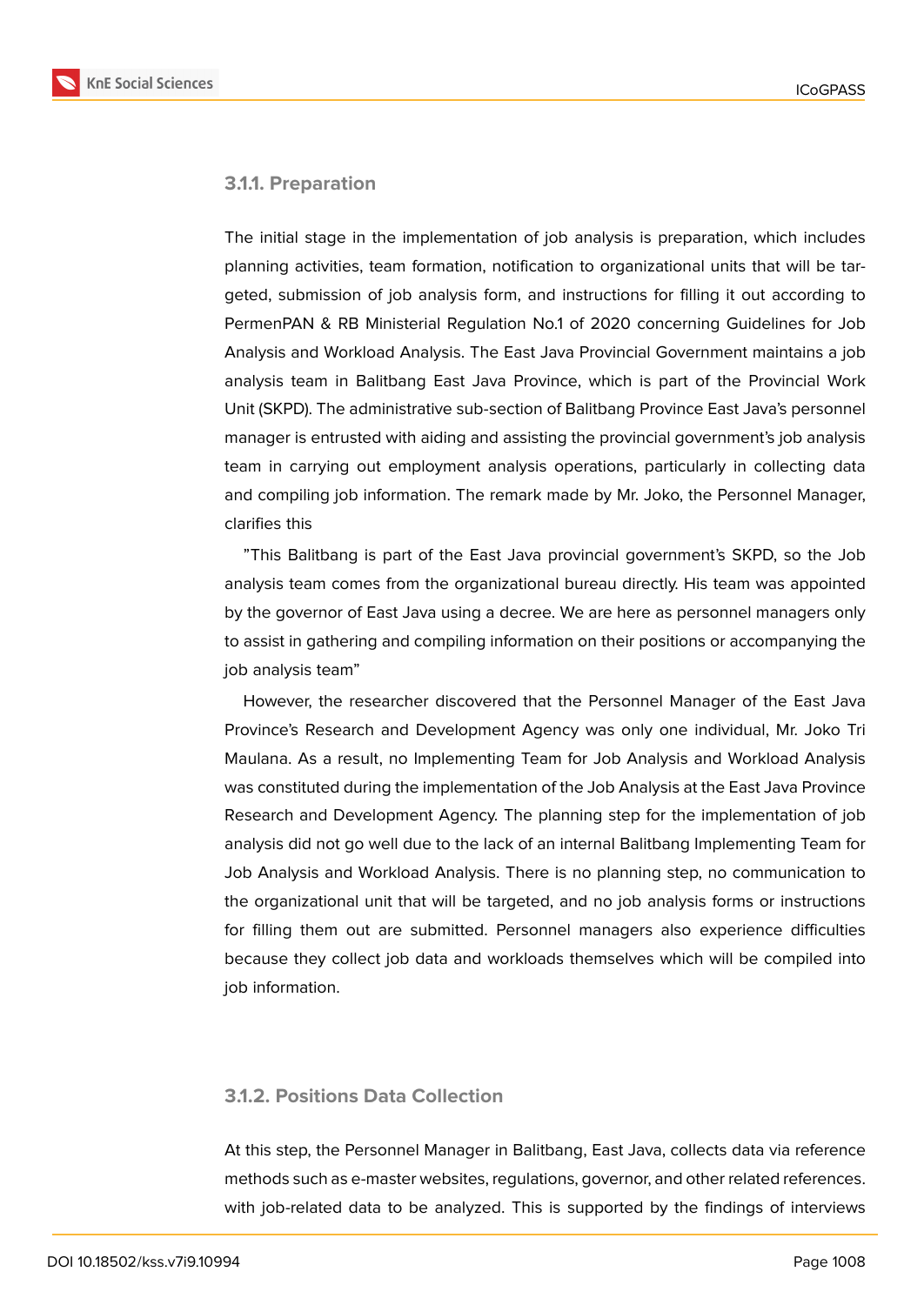### 3.1.1. Preparation

The initial stage in the implementation of job analysis is preparation, which includes planning activities, team formation, notification to organizational units that will be targeted, submission of job analysis form, and instructions for filling it out according to PermenPAN & RB Ministerial Regulation No.1 of 2020 concerning Guidelines for Job Analysis and Workload Analysis. The East Java Provincial Government maintains a job analysis team in Balitbang East Java Province, which is part of the Provincial Work Unit (SKPD). The administrative sub-section of Balitbang Province East Java's personnel manager is entrusted with aiding and assisting the provincial government's job analysis team in carrying out employment analysis operations, particularly in collecting data and compiling job information. The remark made by Mr. Joko, the Personnel Manager, clarifies this

"This Balitbang is part of the East Java provincial government's SKPD, so the Job analysis team comes from the organizational bureau directly. His team was appointed by the governor of East Java using a decree. We are here as personnel managers only to assist in gathering and compiling information on their positions or accompanying the job analysis team"

However, the researcher discovered that the Personnel Manager of the East Java Province's Research and Development Agency was only one individual, Mr. Joko Tri Maulana. As a result, no Implementing Team for Job Analysis and Workload Analysis was constituted during the implementation of the Job Analysis at the East Java Province Research and Development Agency. The planning step for the implementation of job analysis did not go well due to the lack of an internal Balitbang Implementing Team for Job Analysis and Workload Analysis. There is no planning step, no communication to the organizational unit that will be targeted, and no job analysis forms or instructions for filling them out are submitted. Personnel managers also experience difficulties because they collect job data and workloads themselves which will be compiled into job information.

### 3.1.2. Positions Data Collection

At this step, the Personnel Manager in Balitbang, East Java, collects data via reference methods such as e-master websites, regulations, governor, and other related references. with job-related data to be analyzed. This is supported by the findings of interviews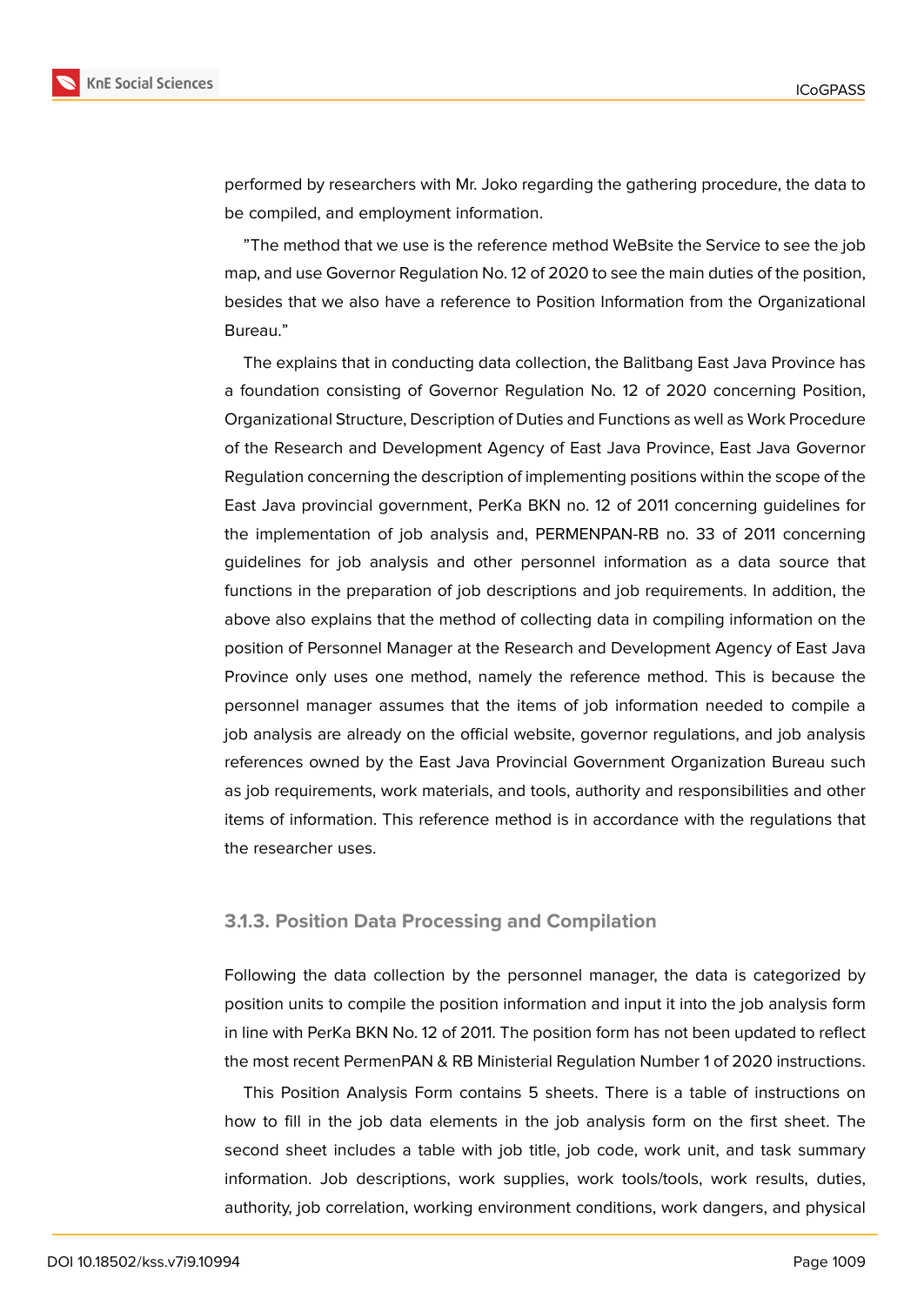performed by researchers with Mr. Joko regarding the gathering procedure, the data to be compiled, and employment information.

"The method that we use is the reference method WeBsite the Service to see the job map, and use Governor Regulation No. 12 of 2020 to see the main duties of the position, besides that we also have a reference to Position Information from the Organizational Bureau."

The explains that in conducting data collection, the Balitbang East Java Province has a foundation consisting of Governor Regulation No. 12 of 2020 concerning Position, Organizational Structure, Description of Duties and Functions as well as Work Procedure of the Research and Development Agency of East Java Province, East Java Governor Regulation concerning the description of implementing positions within the scope of the East Java provincial government, PerKa BKN no. 12 of 2011 concerning guidelines for the implementation of job analysis and, PERMENPAN-RB no. 33 of 2011 concerning guidelines for job analysis and other personnel information as a data source that functions in the preparation of job descriptions and job requirements. In addition, the above also explains that the method of collecting data in compiling information on the position of Personnel Manager at the Research and Development Agency of East Java Province only uses one method, namely the reference method. This is because the personnel manager assumes that the items of job information needed to compile a job analysis are already on the official website, governor regulations, and job analysis references owned by the East Java Provincial Government Organization Bureau such as job requirements, work materials, and tools, authority and responsibilities and other items of information. This reference method is in accordance with the regulations that the researcher uses.

### 3.1.3. Position Data Processing and Compilation

Following the data collection by the personnel manager, the data is categorized by position units to compile the position information and input it into the job analysis form in line with PerKa BKN No. 12 of 2011. The position form has not been updated to reflect the most recent PermenPAN & RB Ministerial Regulation Number 1 of 2020 instructions.

This Position Analysis Form contains 5 sheets. There is a table of instructions on how to fill in the job data elements in the job analysis form on the first sheet. The second sheet includes a table with job title, job code, work unit, and task summary information. Job descriptions, work supplies, work tools/tools, work results, duties, authority, job correlation, working environment conditions, work dangers, and physical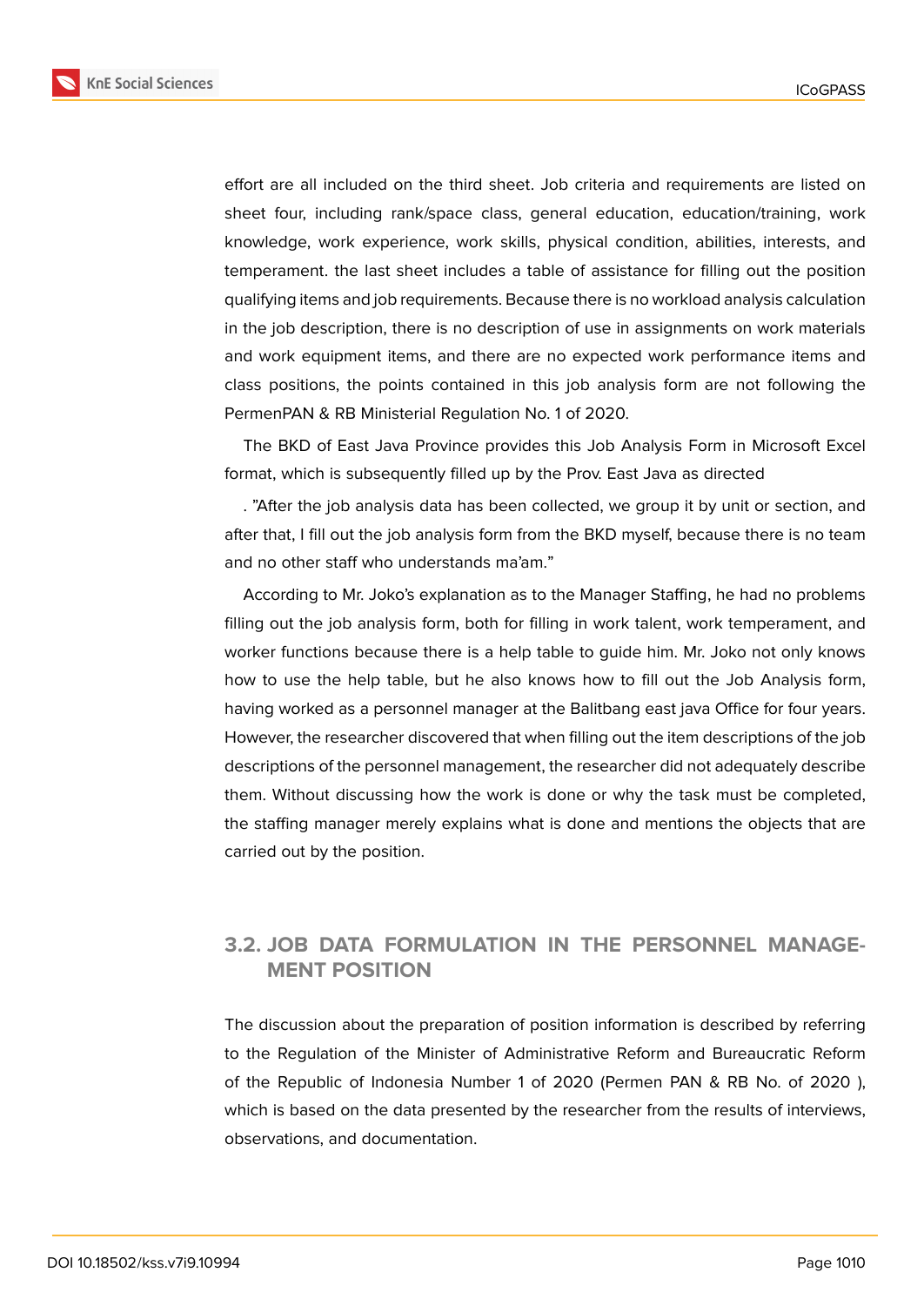effort are all included on the third sheet. Job criteria and requirements are listed on sheet four, including rank/space class, general education, education/training, work knowledge, work experience, work skills, physical condition, abilities, interests, and temperament. the last sheet includes a table of assistance for filling out the position qualifying items and job requirements. Because there is no workload analysis calculation in the job description, there is no description of use in assignments on work materials and work equipment items, and there are no expected work performance items and class positions, the points contained in this job analysis form are not following the PermenPAN & RB Ministerial Regulation No. 1 of 2020.

The BKD of East Java Province provides this Job Analysis Form in Microsoft Excel format, which is subsequently filled up by the Prov. East Java as directed

. "After the job analysis data has been collected, we group it by unit or section, and after that, I fill out the job analysis form from the BKD myself, because there is no team and no other staff who understands ma'am."

According to Mr. Joko's explanation as to the Manager Staffing, he had no problems filling out the job analysis form, both for filling in work talent, work temperament, and worker functions because there is a help table to guide him. Mr. Joko not only knows how to use the help table, but he also knows how to fill out the Job Analysis form, having worked as a personnel manager at the Balitbang east java Office for four years. However, the researcher discovered that when filling out the item descriptions of the job descriptions of the personnel management, the researcher did not adequately describe them. Without discussing how the work is done or why the task must be completed, the staffing manager merely explains what is done and mentions the objects that are carried out by the position.

## 3.2. JOB DATA FORMULATION IN THE PERSONNEL MANAGEMENT POSITION

The discussion about the preparation of position information is described by referring to the Regulation of the Minister of Administrative Reform and Bureaucratic Reform of the Republic of Indonesia Number 1 of 2020 (Permen PAN & RB No. of 2020 ), which is based on the data presented by the researcher from the results of interviews, observations, and documentation.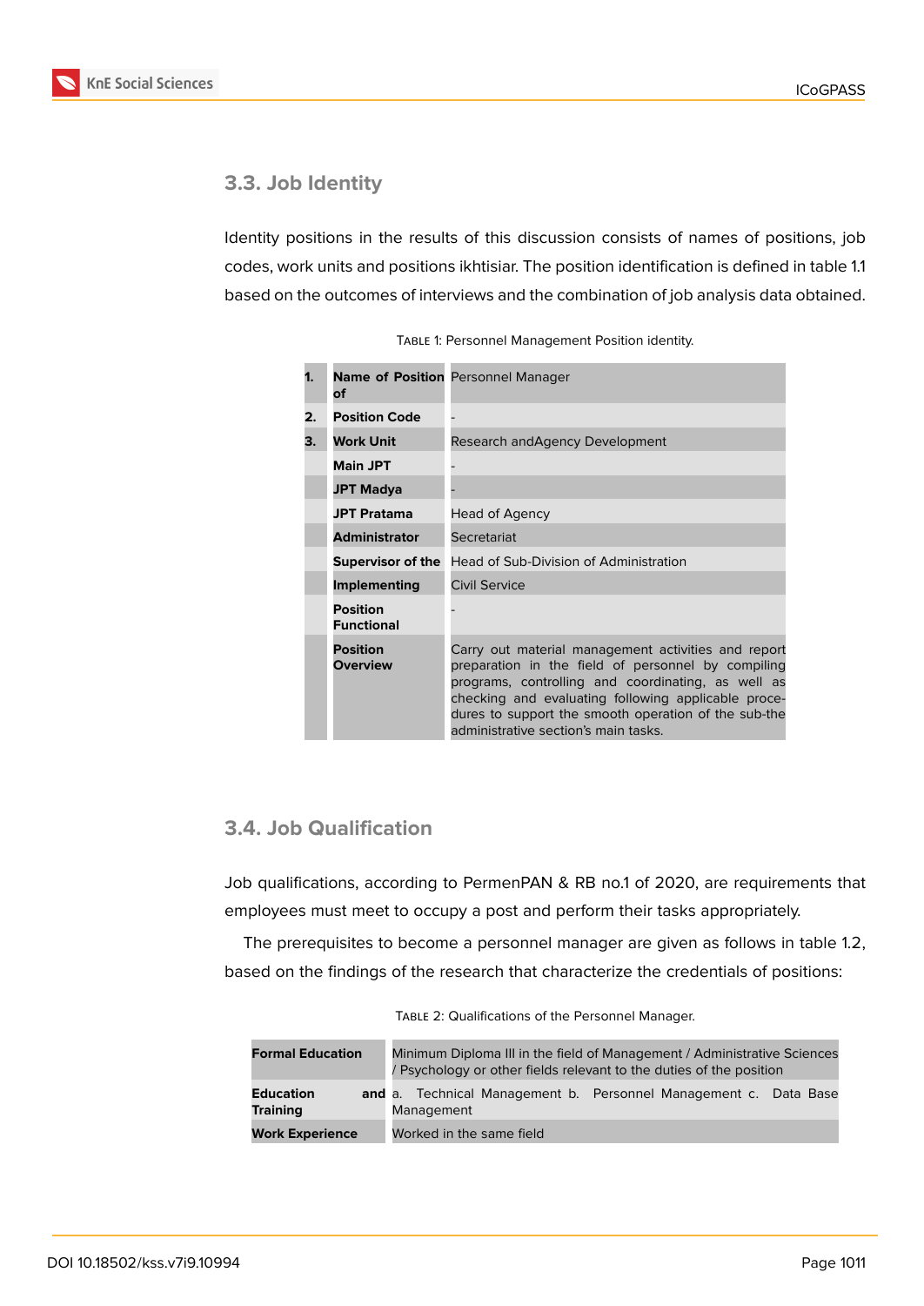### 3.3. Job Identity

Identity positions in the results of this discussion consists of names of positions, job codes, work units and positions ikhtisiar. The position identification is defined in table 1.1 based on the outcomes of interviews and the combination of job analysis data obtained.

TABLE 1: Personnel Management Position identity.

| | | |
|---|---|---|
| 1. | **Name of Position of** | Personnel Manager |
| 2. | **Position Code** | - |
| 3. | **Work Unit** | Research andAgency Development |
| | **Main JPT** | - |
| | **JPT Madya** | - |
| | **JPT Pratama** | Head of Agency |
| | **Administrator** | Secretariat |
| | **Supervisor of the** | Head of Sub-Division of Administration |
| | **Implementing** | Civil Service |
| | **Position Functional** | - |
| | **Position Overview** | Carry out material management activities and report preparation in the field of personnel by compiling programs, controlling and coordinating, as well as checking and evaluating following applicable procedures to support the smooth operation of the sub-the administrative section's main tasks. |

### 3.4. Job Qualification

Job qualifications, according to PermenPAN & RB no.1 of 2020, are requirements that employees must meet to occupy a post and perform their tasks appropriately.

The prerequisites to become a personnel manager are given as follows in table 1.2, based on the findings of the research that characterize the credentials of positions:

TABLE 2: Qualifications of the Personnel Manager.

| | |
|---|---|
| **Formal Education** | Minimum Diploma III in the field of Management / Administrative Sciences / Psychology or other fields relevant to the duties of the position |
| **Education and Training** | a. Technical Management b. Personnel Management c. Data Base Management |
| **Work Experience** | Worked in the same field |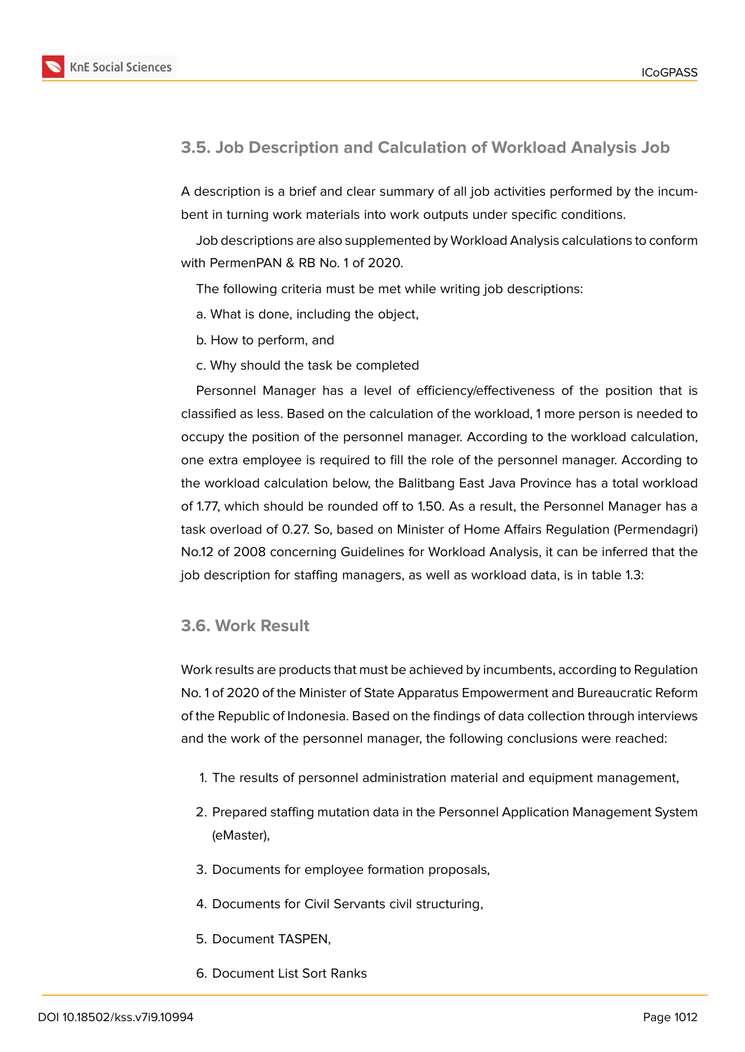### 3.5. Job Description and Calculation of Workload Analysis Job

A description is a brief and clear summary of all job activities performed by the incumbent in turning work materials into work outputs under specific conditions.

Job descriptions are also supplemented by Workload Analysis calculations to conform with PermenPAN & RB No. 1 of 2020.

The following criteria must be met while writing job descriptions:

a. What is done, including the object,

b. How to perform, and

c. Why should the task be completed

Personnel Manager has a level of efficiency/effectiveness of the position that is classified as less. Based on the calculation of the workload, 1 more person is needed to occupy the position of the personnel manager. According to the workload calculation, one extra employee is required to fill the role of the personnel manager. According to the workload calculation below, the Balitbang East Java Province has a total workload of 1.77, which should be rounded off to 1.50. As a result, the Personnel Manager has a task overload of 0.27. So, based on Minister of Home Affairs Regulation (Permendagri) No.12 of 2008 concerning Guidelines for Workload Analysis, it can be inferred that the job description for staffing managers, as well as workload data, is in table 1.3:

### 3.6. Work Result

Work results are products that must be achieved by incumbents, according to Regulation No. 1 of 2020 of the Minister of State Apparatus Empowerment and Bureaucratic Reform of the Republic of Indonesia. Based on the findings of data collection through interviews and the work of the personnel manager, the following conclusions were reached:

1. The results of personnel administration material and equipment management,
2. Prepared staffing mutation data in the Personnel Application Management System (eMaster),
3. Documents for employee formation proposals,
4. Documents for Civil Servants civil structuring,
5. Document TASPEN,
6. Document List Sort Ranks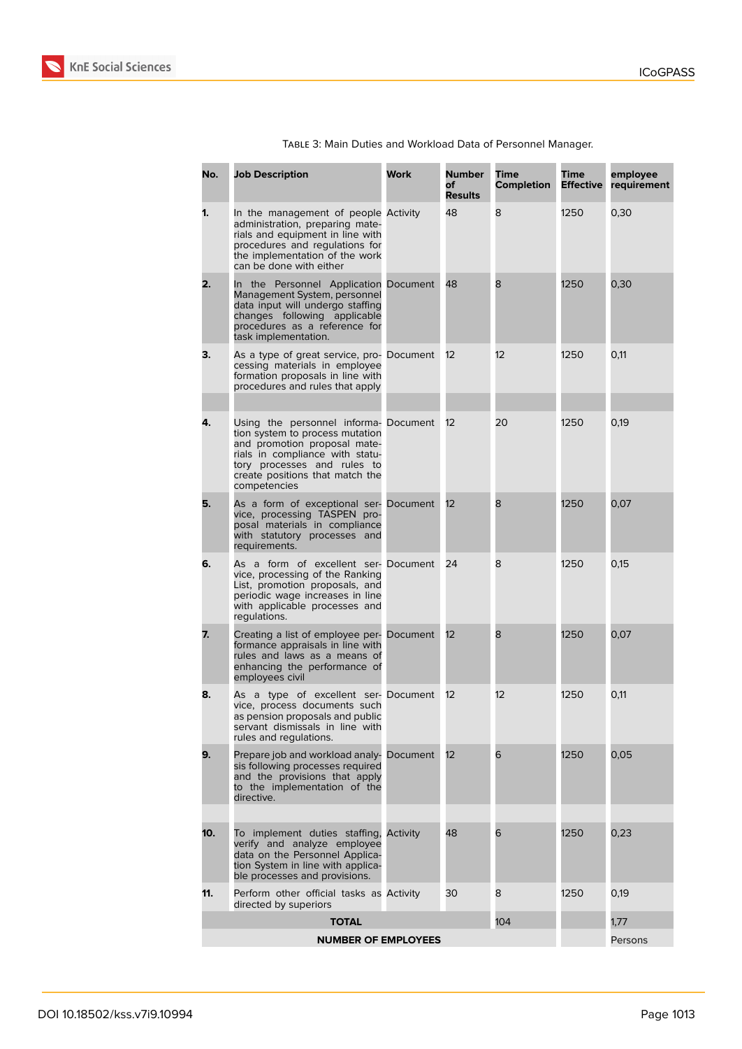Table 3: Main Duties and Workload Data of Personnel Manager.

| No. | Job Description | Work | Number of Results | Time Completion | Time Effective | employee requirement |
|---|---|---|---|---|---|---|
| 1. | In the management of people administration, preparing materials and equipment in line with procedures and regulations for the implementation of the work can be done with either | Activity | 48 | 8 | 1250 | 0,30 |
| 2. | In the Personnel Application Management System, personnel data input will undergo staffing changes following applicable procedures as a reference for task implementation. | Document | 48 | 8 | 1250 | 0,30 |
| 3. | As a type of great service, processing materials in employee formation proposals in line with procedures and rules that apply | Document | 12 | 12 | 1250 | 0,11 |
| | | | | | | |
| 4. | Using the personnel information system to process mutation and promotion proposal materials in compliance with statutory processes and rules to create positions that match the competencies | Document | 12 | 20 | 1250 | 0,19 |
| 5. | As a form of exceptional service, processing TASPEN proposal materials in compliance with statutory processes and requirements. | Document | 12 | 8 | 1250 | 0,07 |
| 6. | As a form of excellent service, processing of the Ranking List, promotion proposals, and periodic wage increases in line with applicable processes and regulations. | Document | 24 | 8 | 1250 | 0,15 |
| 7. | Creating a list of employee performance appraisals in line with rules and laws as a means of enhancing the performance of employees civil | Document | 12 | 8 | 1250 | 0,07 |
| 8. | As a type of excellent service, process documents such as pension proposals and public servant dismissals in line with rules and regulations. | Document | 12 | 12 | 1250 | 0,11 |
| 9. | Prepare job and workload analysis following processes required and the provisions that apply to the implementation of the directive. | Document | 12 | 6 | 1250 | 0,05 |
| | | | | | | |
| 10. | To implement duties staffing, verify and analyze employee data on the Personnel Application System in line with applicable processes and provisions. | Activity | 48 | 6 | 1250 | 0,23 |
| 11. | Perform other official tasks as directed by superiors | Activity | 30 | 8 | 1250 | 0,19 |
| **TOTAL** | | | | 104 | | 1,77 |
| **NUMBER OF EMPLOYEES** | | | | | | Persons |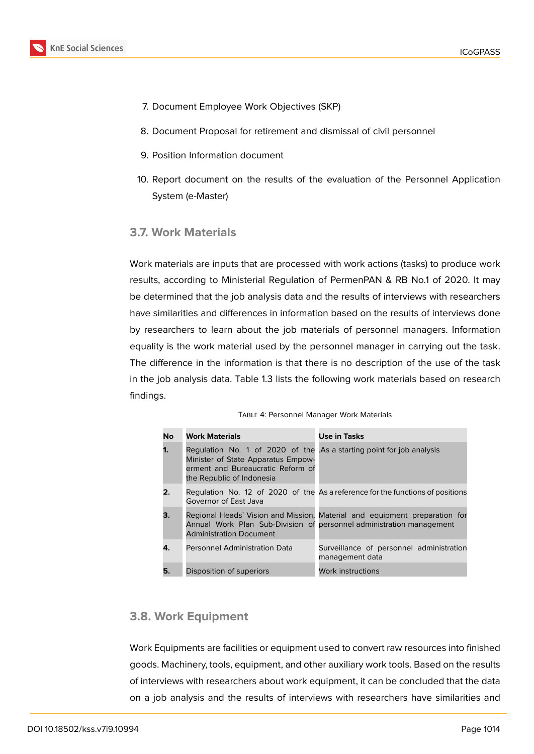7. Document Employee Work Objectives (SKP)
8. Document Proposal for retirement and dismissal of civil personnel
9. Position Information document
10. Report document on the results of the evaluation of the Personnel Application System (e-Master)

### 3.7. Work Materials

Work materials are inputs that are processed with work actions (tasks) to produce work results, according to Ministerial Regulation of PermenPAN & RB No.1 of 2020. It may be determined that the job analysis data and the results of interviews with researchers have similarities and differences in information based on the results of interviews done by researchers to learn about the job materials of personnel managers. Information equality is the work material used by the personnel manager in carrying out the task. The difference in the information is that there is no description of the use of the task in the job analysis data. Table 1.3 lists the following work materials based on research findings.

Table 4: Personnel Manager Work Materials

| No | Work Materials | Use in Tasks |
|---|---|---|
| 1. | Regulation No. 1 of 2020 of the Minister of State Apparatus Empowerment and Bureaucratic Reform of the Republic of Indonesia | .As a starting point for job analysis |
| 2. | Regulation No. 12 of 2020 of the Governor of East Java | As a reference for the functions of positions |
| 3. | Regional Heads' Vision and Mission, Annual Work Plan Sub-Division of Administration Document | Material and equipment preparation for personnel administration management |
| 4. | Personnel Administration Data | Surveillance of personnel administration management data |
| 5. | Disposition of superiors | Work instructions |

### 3.8. Work Equipment

Work Equipments are facilities or equipment used to convert raw resources into finished goods. Machinery, tools, equipment, and other auxiliary work tools. Based on the results of interviews with researchers about work equipment, it can be concluded that the data on a job analysis and the results of interviews with researchers have similarities and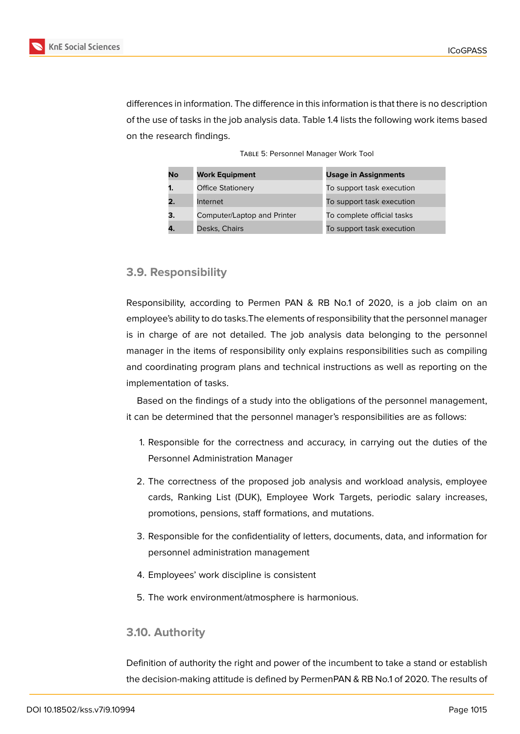differences in information. The difference in this information is that there is no description of the use of tasks in the job analysis data. Table 1.4 lists the following work items based on the research findings.

Table 5: Personnel Manager Work Tool

| No | Work Equipment | Usage in Assignments |
|---|---|---|
| **1.** | Office Stationery | To support task execution |
| **2.** | Internet | To support task execution |
| **3.** | Computer/Laptop and Printer | To complete official tasks |
| **4.** | Desks, Chairs | To support task execution |

### 3.9. Responsibility

Responsibility, according to Permen PAN & RB No.1 of 2020, is a job claim on an employee's ability to do tasks.The elements of responsibility that the personnel manager is in charge of are not detailed. The job analysis data belonging to the personnel manager in the items of responsibility only explains responsibilities such as compiling and coordinating program plans and technical instructions as well as reporting on the implementation of tasks.

Based on the findings of a study into the obligations of the personnel management, it can be determined that the personnel manager's responsibilities are as follows:

1. Responsible for the correctness and accuracy, in carrying out the duties of the Personnel Administration Manager
2. The correctness of the proposed job analysis and workload analysis, employee cards, Ranking List (DUK), Employee Work Targets, periodic salary increases, promotions, pensions, staff formations, and mutations.
3. Responsible for the confidentiality of letters, documents, data, and information for personnel administration management
4. Employees' work discipline is consistent
5. The work environment/atmosphere is harmonious.

### 3.10. Authority

Definition of authority the right and power of the incumbent to take a stand or establish the decision-making attitude is defined by PermenPAN & RB No.1 of 2020. The results of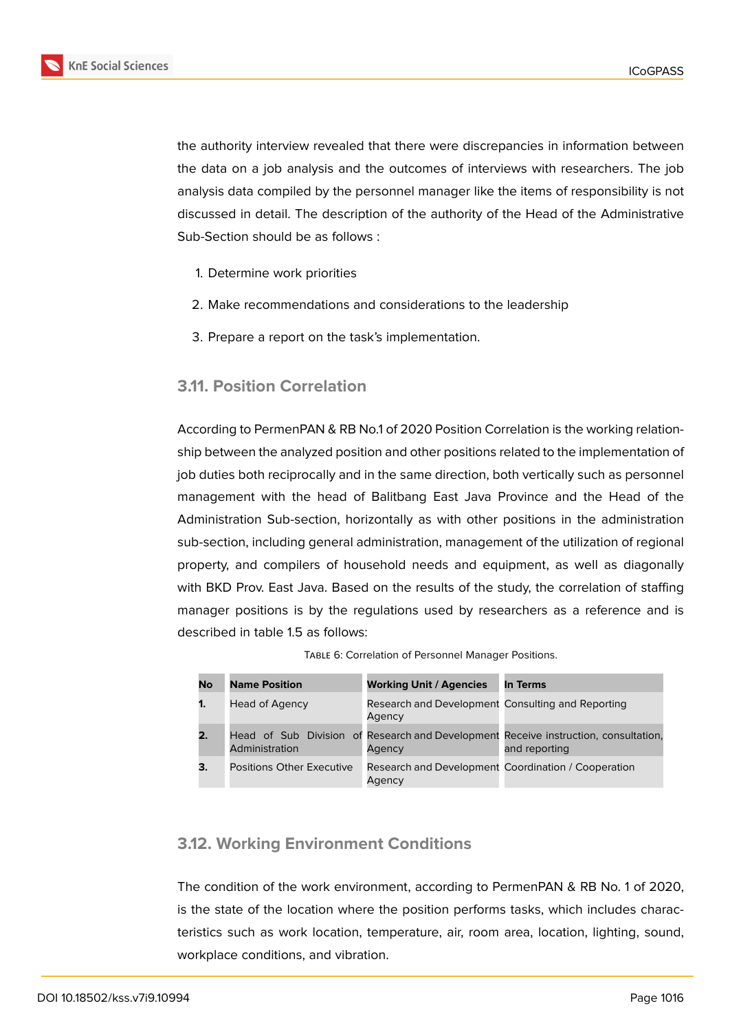the authority interview revealed that there were discrepancies in information between the data on a job analysis and the outcomes of interviews with researchers. The job analysis data compiled by the personnel manager like the items of responsibility is not discussed in detail. The description of the authority of the Head of the Administrative Sub-Section should be as follows :

1. Determine work priorities
2. Make recommendations and considerations to the leadership
3. Prepare a report on the task's implementation.

## 3.11. Position Correlation

According to PermenPAN & RB No.1 of 2020 Position Correlation is the working relationship between the analyzed position and other positions related to the implementation of job duties both reciprocally and in the same direction, both vertically such as personnel management with the head of Balitbang East Java Province and the Head of the Administration Sub-section, horizontally as with other positions in the administration sub-section, including general administration, management of the utilization of regional property, and compilers of household needs and equipment, as well as diagonally with BKD Prov. East Java. Based on the results of the study, the correlation of staffing manager positions is by the regulations used by researchers as a reference and is described in table 1.5 as follows:

Table 6: Correlation of Personnel Manager Positions.

| No | Name Position | Working Unit / Agencies | In Terms |
|---|---|---|---|
| 1. | Head of Agency | Research and Development Agency | Consulting and Reporting |
| 2. | Head of Sub Division of Administration | Research and Development Agency | Receive instruction, consultation, and reporting |
| 3. | Positions Other Executive | Research and Development Agency | Coordination / Cooperation |

## 3.12. Working Environment Conditions

The condition of the work environment, according to PermenPAN & RB No. 1 of 2020, is the state of the location where the position performs tasks, which includes characteristics such as work location, temperature, air, room area, location, lighting, sound, workplace conditions, and vibration.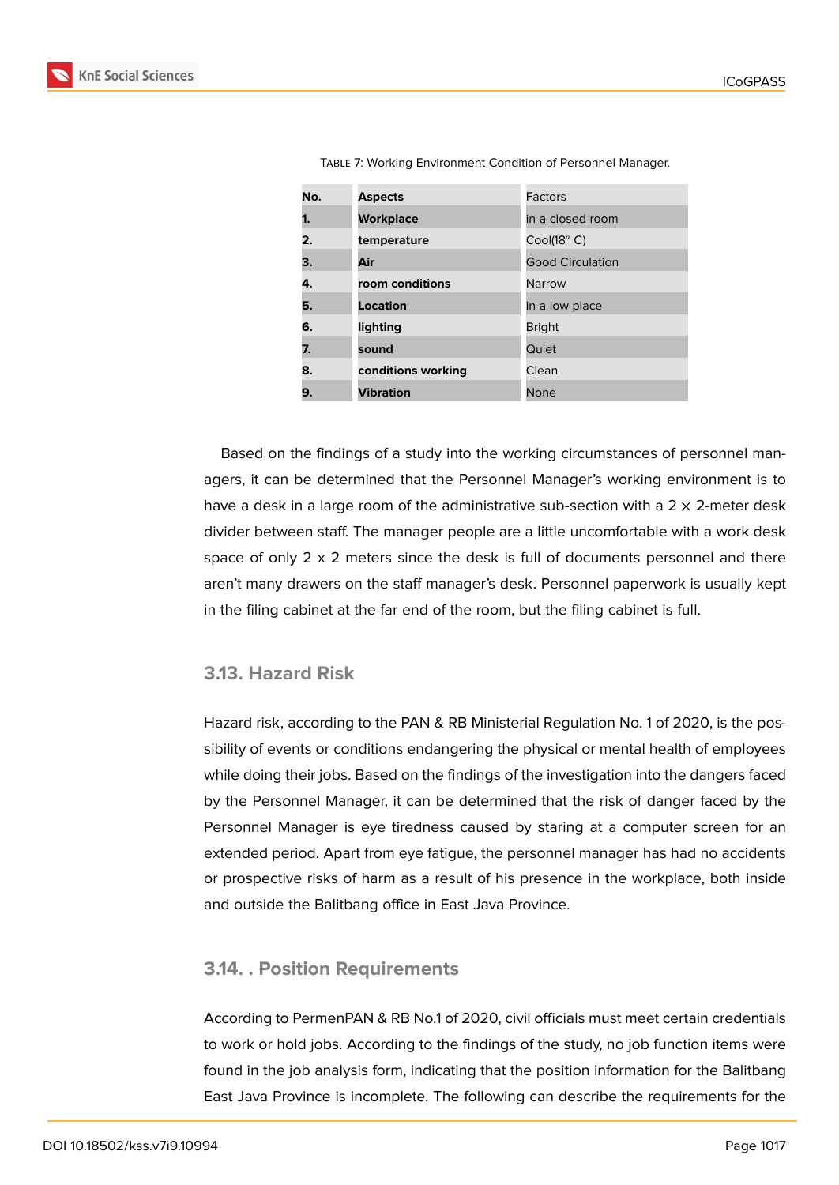Table 7: Working Environment Condition of Personnel Manager.

| No. | Aspects | Factors |
|---|---|---|
| 1. | Workplace | in a closed room |
| 2. | temperature | Cool(18° C) |
| 3. | Air | Good Circulation |
| 4. | room conditions | Narrow |
| 5. | Location | in a low place |
| 6. | lighting | Bright |
| 7. | sound | Quiet |
| 8. | conditions working | Clean |
| 9. | Vibration | None |

Based on the findings of a study into the working circumstances of personnel managers, it can be determined that the Personnel Manager's working environment is to have a desk in a large room of the administrative sub-section with a 2 × 2-meter desk divider between staff. The manager people are a little uncomfortable with a work desk space of only 2 x 2 meters since the desk is full of documents personnel and there aren't many drawers on the staff manager's desk. Personnel paperwork is usually kept in the filing cabinet at the far end of the room, but the filing cabinet is full.

## 3.13. Hazard Risk

Hazard risk, according to the PAN & RB Ministerial Regulation No. 1 of 2020, is the possibility of events or conditions endangering the physical or mental health of employees while doing their jobs. Based on the findings of the investigation into the dangers faced by the Personnel Manager, it can be determined that the risk of danger faced by the Personnel Manager is eye tiredness caused by staring at a computer screen for an extended period. Apart from eye fatigue, the personnel manager has had no accidents or prospective risks of harm as a result of his presence in the workplace, both inside and outside the Balitbang office in East Java Province.

## 3.14. . Position Requirements

According to PermenPAN & RB No.1 of 2020, civil officials must meet certain credentials to work or hold jobs. According to the findings of the study, no job function items were found in the job analysis form, indicating that the position information for the Balitbang East Java Province is incomplete. The following can describe the requirements for the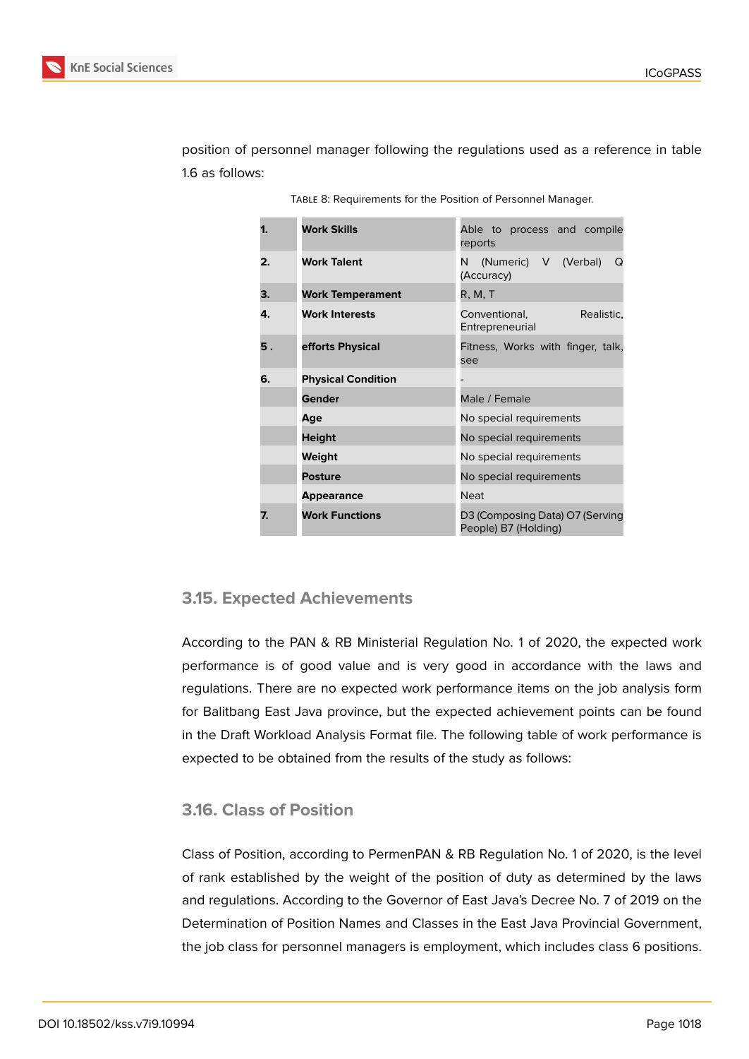position of personnel manager following the regulations used as a reference in table 1.6 as follows:

TABLE 8: Requirements for the Position of Personnel Manager.

| | | |
|---|---|---|
| **1.** | **Work Skills** | Able to process and compile reports |
| **2.** | **Work Talent** | N (Numeric) V (Verbal) Q (Accuracy) |
| **3.** | **Work Temperament** | R, M, T |
| **4.** | **Work Interests** | Conventional, Realistic, Entrepreneurial |
| **5 .** | **efforts Physical** | Fitness, Works with finger, talk, see |
| **6.** | **Physical Condition** | - |
| | **Gender** | Male / Female |
| | **Age** | No special requirements |
| | **Height** | No special requirements |
| | **Weight** | No special requirements |
| | **Posture** | No special requirements |
| | **Appearance** | Neat |
| **7.** | **Work Functions** | D3 (Composing Data) O7 (Serving People) B7 (Holding) |

## 3.15. Expected Achievements

According to the PAN & RB Ministerial Regulation No. 1 of 2020, the expected work performance is of good value and is very good in accordance with the laws and regulations. There are no expected work performance items on the job analysis form for Balitbang East Java province, but the expected achievement points can be found in the Draft Workload Analysis Format file. The following table of work performance is expected to be obtained from the results of the study as follows:

## 3.16. Class of Position

Class of Position, according to PermenPAN & RB Regulation No. 1 of 2020, is the level of rank established by the weight of the position of duty as determined by the laws and regulations. According to the Governor of East Java's Decree No. 7 of 2019 on the Determination of Position Names and Classes in the East Java Provincial Government, the job class for personnel managers is employment, which includes class 6 positions.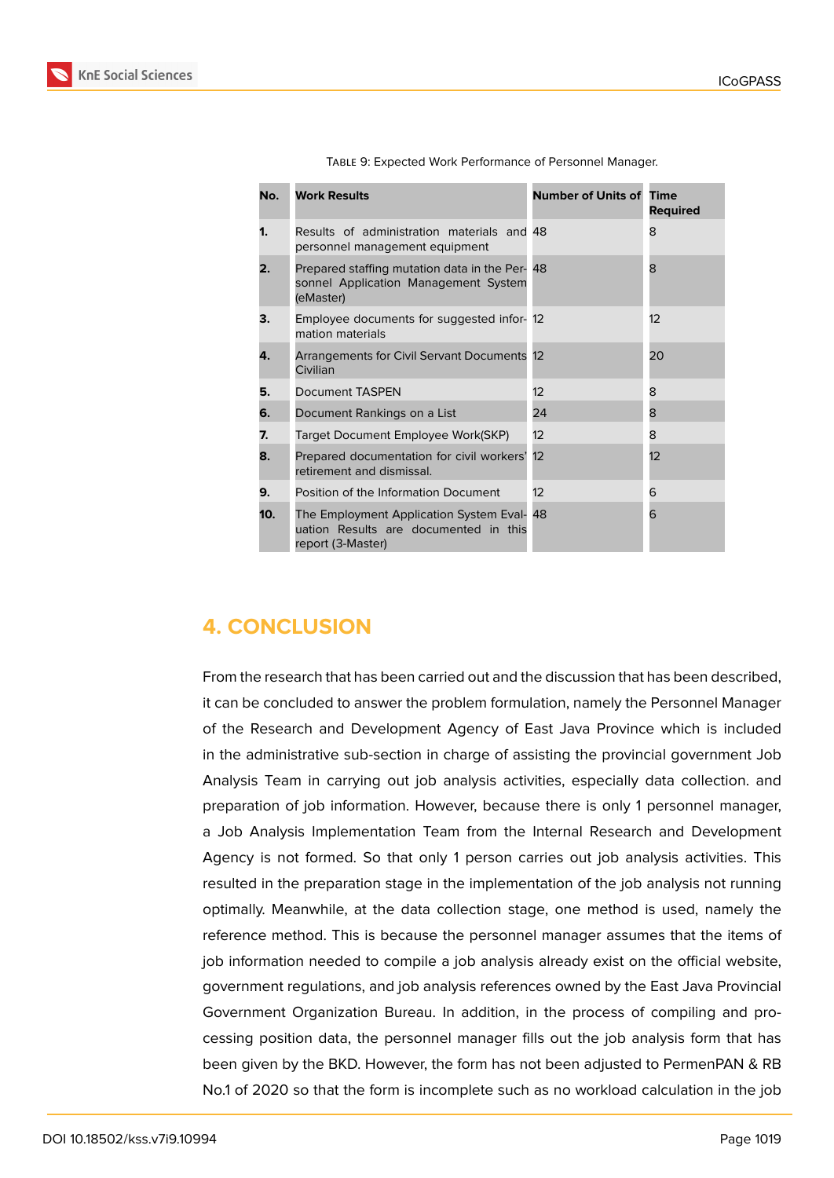Table 9: Expected Work Performance of Personnel Manager.

| No. | Work Results | Number of Units of | Time Required |
|---|---|---|---|
| 1. | Results of administration materials and personnel management equipment | 48 | 8 |
| 2. | Prepared staffing mutation data in the Personnel Application Management System (eMaster) | 48 | 8 |
| 3. | Employee documents for suggested information materials | 12 | 12 |
| 4. | Arrangements for Civil Servant Documents Civilian | 12 | 20 |
| 5. | Document TASPEN | 12 | 8 |
| 6. | Document Rankings on a List | 24 | 8 |
| 7. | Target Document Employee Work(SKP) | 12 | 8 |
| 8. | Prepared documentation for civil workers' retirement and dismissal. | 12 | 12 |
| 9. | Position of the Information Document | 12 | 6 |
| 10. | The Employment Application System Evaluation Results are documented in this report (3-Master) | 48 | 6 |

## 4. CONCLUSION

From the research that has been carried out and the discussion that has been described, it can be concluded to answer the problem formulation, namely the Personnel Manager of the Research and Development Agency of East Java Province which is included in the administrative sub-section in charge of assisting the provincial government Job Analysis Team in carrying out job analysis activities, especially data collection. and preparation of job information. However, because there is only 1 personnel manager, a Job Analysis Implementation Team from the Internal Research and Development Agency is not formed. So that only 1 person carries out job analysis activities. This resulted in the preparation stage in the implementation of the job analysis not running optimally. Meanwhile, at the data collection stage, one method is used, namely the reference method. This is because the personnel manager assumes that the items of job information needed to compile a job analysis already exist on the official website, government regulations, and job analysis references owned by the East Java Provincial Government Organization Bureau. In addition, in the process of compiling and processing position data, the personnel manager fills out the job analysis form that has been given by the BKD. However, the form has not been adjusted to PermenPAN & RB No.1 of 2020 so that the form is incomplete such as no workload calculation in the job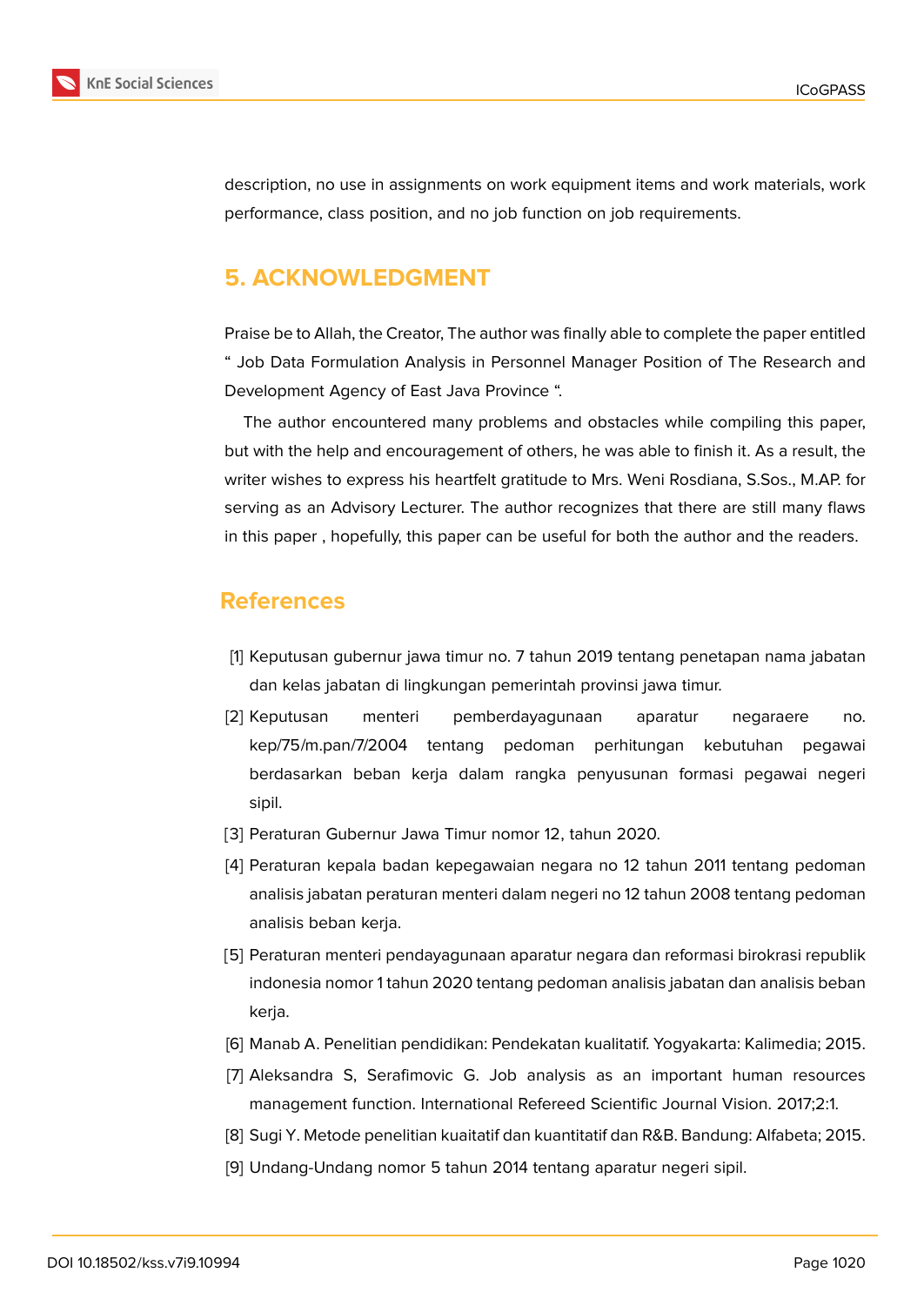description, no use in assignments on work equipment items and work materials, work performance, class position, and no job function on job requirements.

## 5. ACKNOWLEDGMENT

Praise be to Allah, the Creator, The author was finally able to complete the paper entitled " Job Data Formulation Analysis in Personnel Manager Position of The Research and Development Agency of East Java Province ".

The author encountered many problems and obstacles while compiling this paper, but with the help and encouragement of others, he was able to finish it. As a result, the writer wishes to express his heartfelt gratitude to Mrs. Weni Rosdiana, S.Sos., M.AP. for serving as an Advisory Lecturer. The author recognizes that there are still many flaws in this paper , hopefully, this paper can be useful for both the author and the readers.

## References

[1] Keputusan gubernur jawa timur no. 7 tahun 2019 tentang penetapan nama jabatan dan kelas jabatan di lingkungan pemerintah provinsi jawa timur.

[2] Keputusan menteri pemberdayagunaan aparatur negaraere no. kep/75/m.pan/7/2004 tentang pedoman perhitungan kebutuhan pegawai berdasarkan beban kerja dalam rangka penyusunan formasi pegawai negeri sipil.

[3] Peraturan Gubernur Jawa Timur nomor 12, tahun 2020.

[4] Peraturan kepala badan kepegawaian negara no 12 tahun 2011 tentang pedoman analisis jabatan peraturan menteri dalam negeri no 12 tahun 2008 tentang pedoman analisis beban kerja.

[5] Peraturan menteri pendayagunaan aparatur negara dan reformasi birokrasi republik indonesia nomor 1 tahun 2020 tentang pedoman analisis jabatan dan analisis beban kerja.

[6] Manab A. Penelitian pendidikan: Pendekatan kualitatif. Yogyakarta: Kalimedia; 2015.

[7] Aleksandra S, Serafimovic G. Job analysis as an important human resources management function. International Refereed Scientific Journal Vision. 2017;2:1.

[8] Sugi Y. Metode penelitian kuaitatif dan kuantitatif dan R&B. Bandung: Alfabeta; 2015.

[9] Undang-Undang nomor 5 tahun 2014 tentang aparatur negeri sipil.